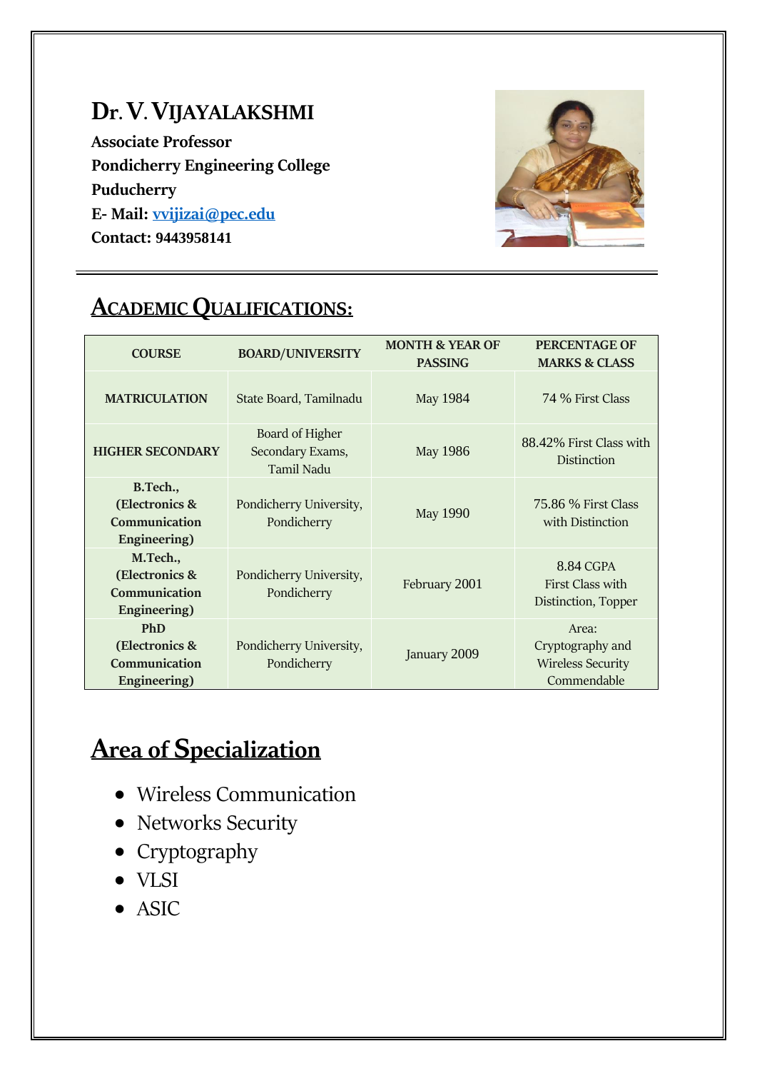# Dr. V. VIJAYALAKSHMI

**Associate Professor**
**Pondicherry Engineering College**
**Puducherry**
**E- Mail: vvijizai@pec.edu**
**Contact: 9443958141**

## ACADEMIC QUALIFICATIONS:

| COURSE | BOARD/UNIVERSITY | MONTH & YEAR OF PASSING | PERCENTAGE OF MARKS & CLASS |
|---|---|---|---|
| **MATRICULATION** | State Board, Tamilnadu | May 1984 | 74 % First Class |
| **HIGHER SECONDARY** | Board of Higher Secondary Exams, Tamil Nadu | May 1986 | 88.42% First Class with Distinction |
| **B.Tech., (Electronics & Communication Engineering)** | Pondicherry University, Pondicherry | May 1990 | 75.86 % First Class with Distinction |
| **M.Tech., (Electronics & Communication Engineering)** | Pondicherry University, Pondicherry | February 2001 | 8.84 CGPA First Class with Distinction, Topper |
| **PhD (Electronics & Communication Engineering)** | Pondicherry University, Pondicherry | January 2009 | Area: Cryptography and Wireless Security Commendable |

## Area of Specialization

- Wireless Communication
- Networks Security
- Cryptography
- VLSI
- ASIC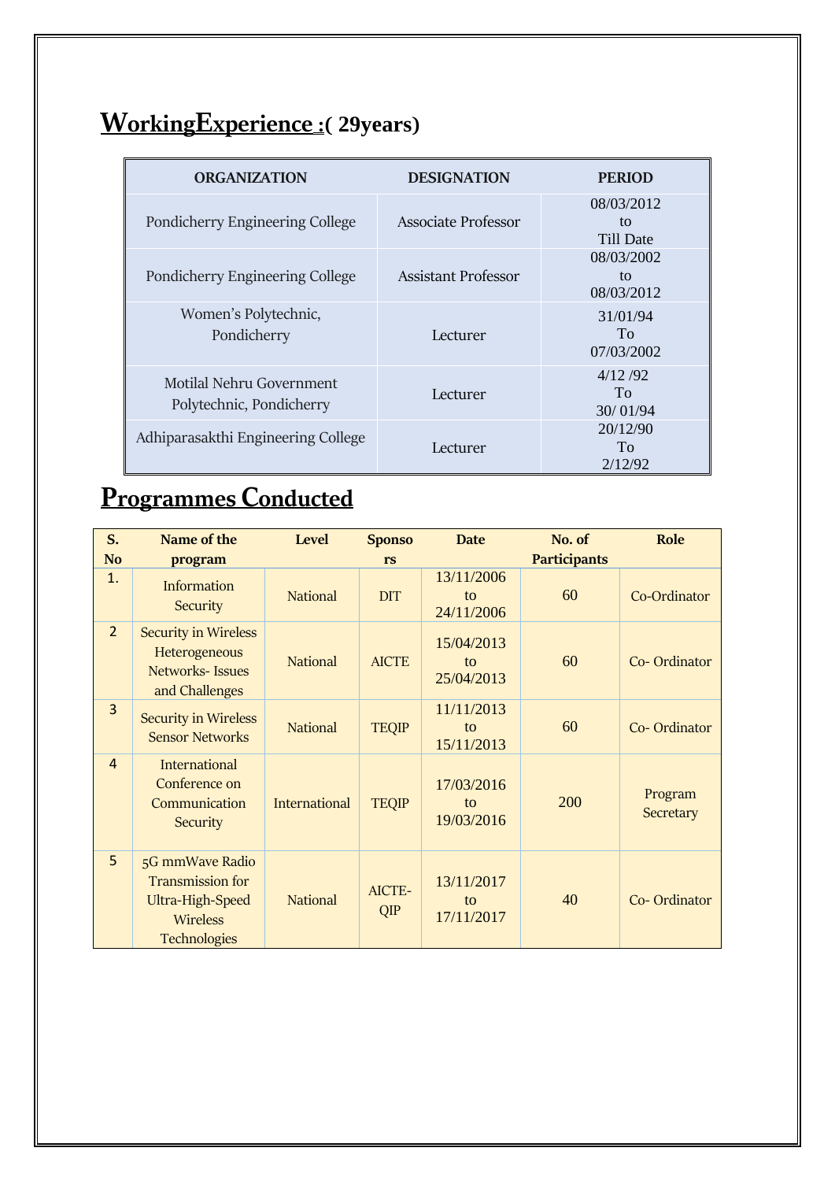## WorkingExperience :( 29years)

| ORGANIZATION | DESIGNATION | PERIOD |
|---|---|---|
| Pondicherry Engineering College | Associate Professor | 08/03/2012 to Till Date |
| Pondicherry Engineering College | Assistant Professor | 08/03/2002 to 08/03/2012 |
| Women's Polytechnic, Pondicherry | Lecturer | 31/01/94 To 07/03/2002 |
| Motilal Nehru Government Polytechnic, Pondicherry | Lecturer | 4/12 /92 To 30/ 01/94 |
| Adhiparasakthi Engineering College | Lecturer | 20/12/90 To 2/12/92 |

## Programmes Conducted

| S. No | Name of the program | Level | Sponsors | Date | No. of Participants | Role |
|---|---|---|---|---|---|---|
| 1. | Information Security | National | DIT | 13/11/2006 to 24/11/2006 | 60 | Co-Ordinator |
| 2 | Security in Wireless Heterogeneous Networks- Issues and Challenges | National | AICTE | 15/04/2013 to 25/04/2013 | 60 | Co- Ordinator |
| 3 | Security in Wireless Sensor Networks | National | TEQIP | 11/11/2013 to 15/11/2013 | 60 | Co- Ordinator |
| 4 | International Conference on Communication Security | International | TEQIP | 17/03/2016 to 19/03/2016 | 200 | Program Secretary |
| 5 | 5G mmWave Radio Transmission for Ultra-High-Speed Wireless Technologies | National | AICTE-QIP | 13/11/2017 to 17/11/2017 | 40 | Co- Ordinator |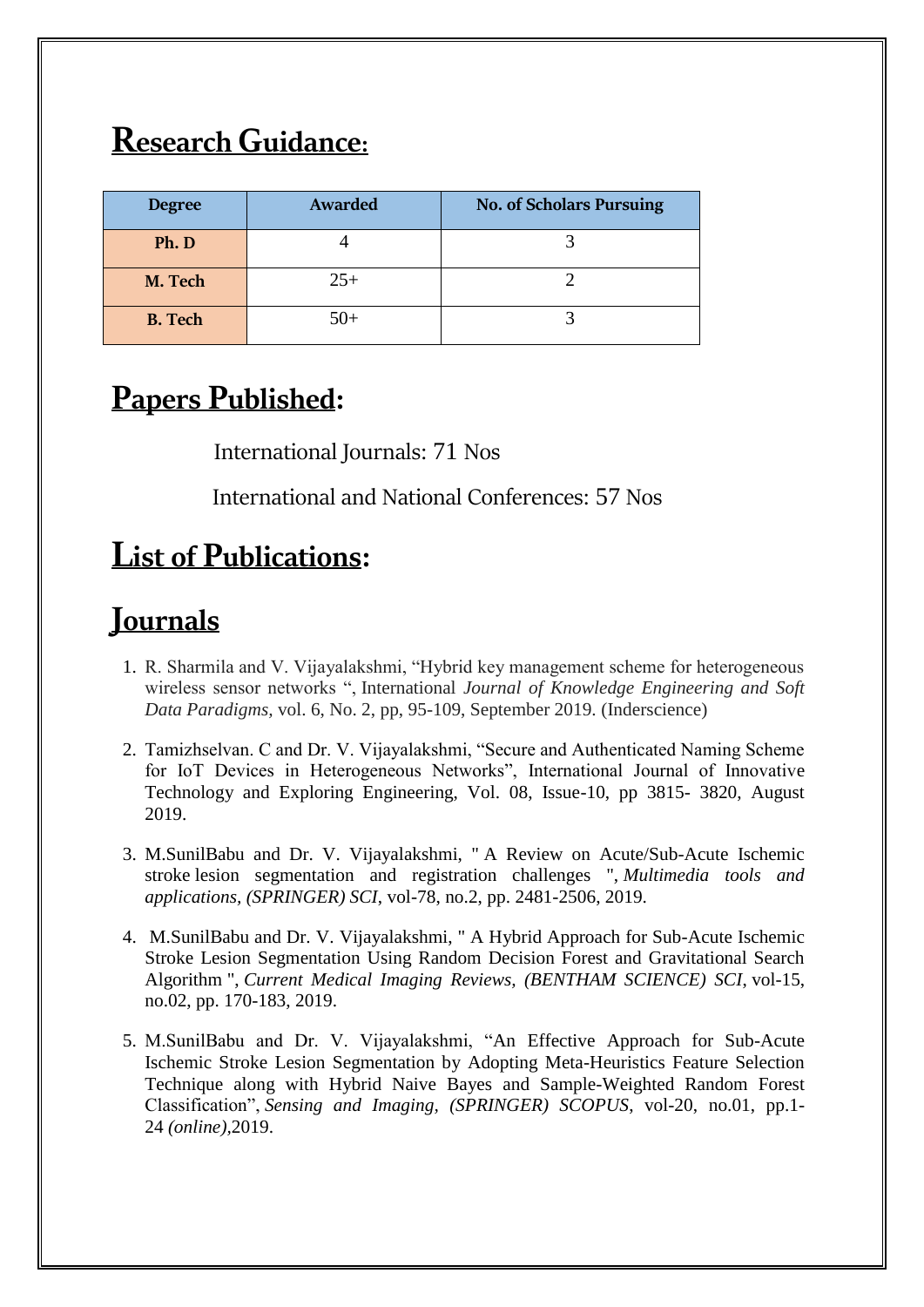## Research Guidance:

| Degree | Awarded | No. of Scholars Pursuing |
|---|---|---|
| Ph. D | 4 | 3 |
| M. Tech | 25+ | 2 |
| B. Tech | 50+ | 3 |

## Papers Published:

International Journals: 71 Nos

International and National Conferences: 57 Nos

## List of Publications:

## Journals

1. R. Sharmila and V. Vijayalakshmi, "Hybrid key management scheme for heterogeneous wireless sensor networks ", International *Journal of Knowledge Engineering and Soft Data Paradigms,* vol. 6, No. 2, pp, 95-109, September 2019. (Inderscience)

2. Tamizhselvan. C and Dr. V. Vijayalakshmi, "Secure and Authenticated Naming Scheme for IoT Devices in Heterogeneous Networks", International Journal of Innovative Technology and Exploring Engineering, Vol. 08, Issue-10, pp 3815- 3820, August 2019.

3. M.SunilBabu and Dr. V. Vijayalakshmi, " A Review on Acute/Sub-Acute Ischemic stroke lesion segmentation and registration challenges ", *Multimedia tools and applications, (SPRINGER) SCI,* vol-78, no.2, pp. 2481-2506, 2019.

4. M.SunilBabu and Dr. V. Vijayalakshmi, " A Hybrid Approach for Sub-Acute Ischemic Stroke Lesion Segmentation Using Random Decision Forest and Gravitational Search Algorithm ", *Current Medical Imaging Reviews, (BENTHAM SCIENCE) SCI,* vol-15, no.02, pp. 170-183, 2019.

5. M.SunilBabu and Dr. V. Vijayalakshmi, "An Effective Approach for Sub-Acute Ischemic Stroke Lesion Segmentation by Adopting Meta-Heuristics Feature Selection Technique along with Hybrid Naive Bayes and Sample-Weighted Random Forest Classification", *Sensing and Imaging, (SPRINGER) SCOPUS*, vol-20, no.01, pp.1-24 *(online)*,2019.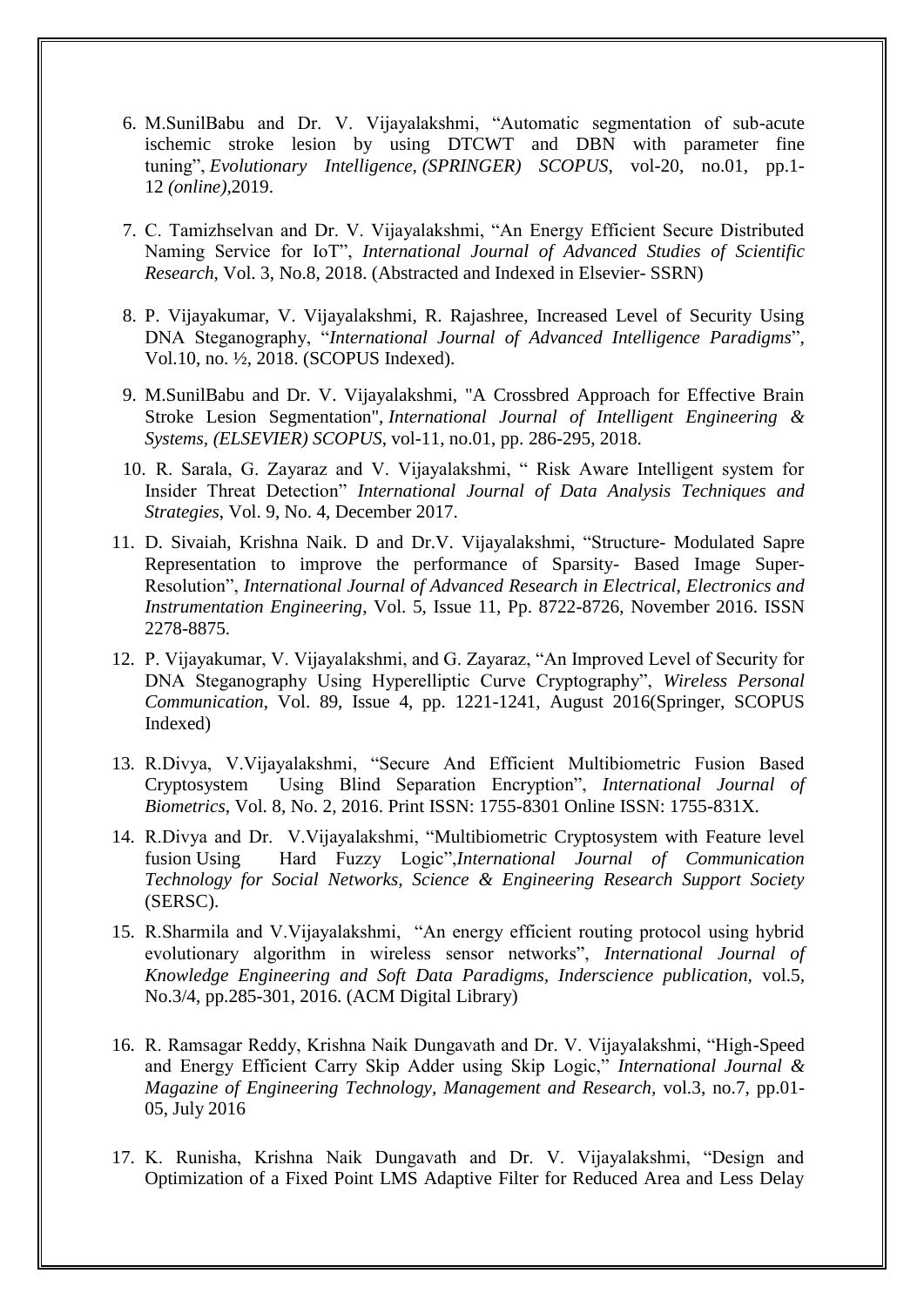6. M.SunilBabu and Dr. V. Vijayalakshmi, "Automatic segmentation of sub-acute ischemic stroke lesion by using DTCWT and DBN with parameter fine tuning", *Evolutionary Intelligence, (SPRINGER) SCOPUS*, vol-20, no.01, pp.1-12 *(online)*,2019.

7. C. Tamizhselvan and Dr. V. Vijayalakshmi, "An Energy Efficient Secure Distributed Naming Service for IoT", *International Journal of Advanced Studies of Scientific Research*, Vol. 3, No.8, 2018. (Abstracted and Indexed in Elsevier- SSRN)

8. P. Vijayakumar, V. Vijayalakshmi, R. Rajashree, Increased Level of Security Using DNA Steganography, "*International Journal of Advanced Intelligence Paradigms*", Vol.10, no. ½, 2018. (SCOPUS Indexed).

9. M.SunilBabu and Dr. V. Vijayalakshmi, "A Crossbred Approach for Effective Brain Stroke Lesion Segmentation", *International Journal of Intelligent Engineering & Systems, (ELSEVIER) SCOPUS*, vol-11, no.01, pp. 286-295, 2018.

10. R. Sarala, G. Zayaraz and V. Vijayalakshmi, " Risk Aware Intelligent system for Insider Threat Detection" *International Journal of Data Analysis Techniques and Strategies*, Vol. 9, No. 4, December 2017.

11. D. Sivaiah, Krishna Naik. D and Dr.V. Vijayalakshmi, "Structure- Modulated Sapre Representation to improve the performance of Sparsity- Based Image Super-Resolution", *International Journal of Advanced Research in Electrical, Electronics and Instrumentation Engineering*, Vol. 5, Issue 11, Pp. 8722-8726, November 2016. ISSN 2278-8875.

12. P. Vijayakumar, V. Vijayalakshmi, and G. Zayaraz, "An Improved Level of Security for DNA Steganography Using Hyperelliptic Curve Cryptography", *Wireless Personal Communication*, Vol. 89, Issue 4, pp. 1221-1241, August 2016(Springer, SCOPUS Indexed)

13. R.Divya, V.Vijayalakshmi, "Secure And Efficient Multibiometric Fusion Based Cryptosystem Using Blind Separation Encryption", *International Journal of Biometrics*, Vol. 8, No. 2, 2016. Print ISSN: 1755-8301 Online ISSN: 1755-831X.

14. R.Divya and Dr. V.Vijayalakshmi, "Multibiometric Cryptosystem with Feature level fusion Using Hard Fuzzy Logic",*International Journal of Communication Technology for Social Networks, Science & Engineering Research Support Society* (SERSC).

15. R.Sharmila and V.Vijayalakshmi, "An energy efficient routing protocol using hybrid evolutionary algorithm in wireless sensor networks", *International Journal of Knowledge Engineering and Soft Data Paradigms, Inderscience publication,* vol.5, No.3/4, pp.285-301, 2016. (ACM Digital Library)

16. R. Ramsagar Reddy, Krishna Naik Dungavath and Dr. V. Vijayalakshmi, "High-Speed and Energy Efficient Carry Skip Adder using Skip Logic," *International Journal & Magazine of Engineering Technology, Management and Research,* vol.3, no.7, pp.01-05, July 2016

17. K. Runisha, Krishna Naik Dungavath and Dr. V. Vijayalakshmi, "Design and Optimization of a Fixed Point LMS Adaptive Filter for Reduced Area and Less Delay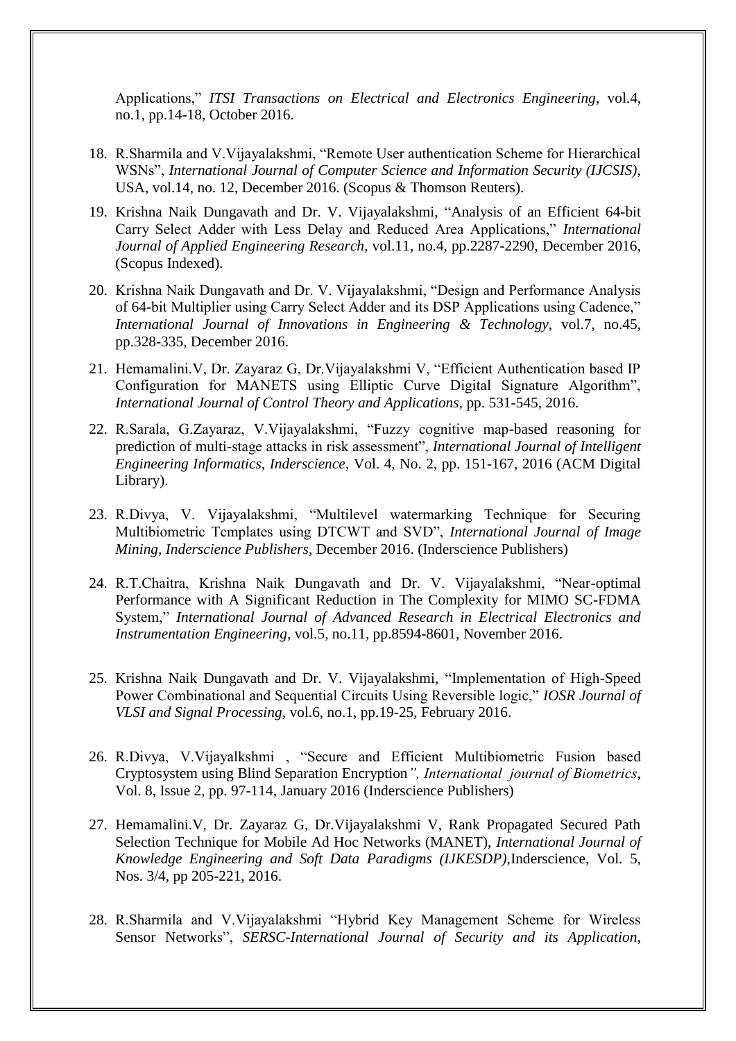Applications," *ITSI Transactions on Electrical and Electronics Engineering*, vol.4, no.1, pp.14-18, October 2016.

18. R.Sharmila and V.Vijayalakshmi, "Remote User authentication Scheme for Hierarchical WSNs", *International Journal of Computer Science and Information Security (IJCSIS)*, USA, vol.14, no. 12, December 2016. (Scopus & Thomson Reuters).

19. Krishna Naik Dungavath and Dr. V. Vijayalakshmi, "Analysis of an Efficient 64-bit Carry Select Adder with Less Delay and Reduced Area Applications," *International Journal of Applied Engineering Research,* vol.11, no.4, pp.2287-2290, December 2016, (Scopus Indexed).

20. Krishna Naik Dungavath and Dr. V. Vijayalakshmi, "Design and Performance Analysis of 64-bit Multiplier using Carry Select Adder and its DSP Applications using Cadence," *International Journal of Innovations in Engineering & Technology*, vol.7, no.45, pp.328-335, December 2016.

21. Hemamalini.V, Dr. Zayaraz G, Dr.Vijayalakshmi V, "Efficient Authentication based IP Configuration for MANETS using Elliptic Curve Digital Signature Algorithm", *International Journal of Control Theory and Applications*, pp. 531-545, 2016.

22. R.Sarala, G.Zayaraz, V.Vijayalakshmi, "Fuzzy cognitive map-based reasoning for prediction of multi-stage attacks in risk assessment", *International Journal of Intelligent Engineering Informatics, Inderscience*, Vol. 4, No. 2, pp. 151-167, 2016 (ACM Digital Library).

23. R.Divya, V. Vijayalakshmi, "Multilevel watermarking Technique for Securing Multibiometric Templates using DTCWT and SVD", *International Journal of Image Mining, Inderscience Publishers*, December 2016. (Inderscience Publishers)

24. R.T.Chaitra, Krishna Naik Dungavath and Dr. V. Vijayalakshmi, "Near-optimal Performance with A Significant Reduction in The Complexity for MIMO SC-FDMA System," *International Journal of Advanced Research in Electrical Electronics and Instrumentation Engineering*, vol.5, no.11, pp.8594-8601, November 2016.

25. Krishna Naik Dungavath and Dr. V. Vijayalakshmi, "Implementation of High-Speed Power Combinational and Sequential Circuits Using Reversible logic," *IOSR Journal of VLSI and Signal Processing*, vol.6, no.1, pp.19-25, February 2016.

26. R.Divya, V.Vijayalkshmi , "Secure and Efficient Multibiometric Fusion based Cryptosystem using Blind Separation Encryption*", International journal of Biometrics*, Vol. 8, Issue 2, pp. 97-114, January 2016 (Inderscience Publishers)

27. Hemamalini.V, Dr. Zayaraz G, Dr.Vijayalakshmi V, Rank Propagated Secured Path Selection Technique for Mobile Ad Hoc Networks (MANET), *International Journal of Knowledge Engineering and Soft Data Paradigms (IJKESDP)*,Inderscience, Vol. 5, Nos. 3/4, pp 205-221, 2016.

28. R.Sharmila and V.Vijayalakshmi "Hybrid Key Management Scheme for Wireless Sensor Networks", *SERSC-International Journal of Security and its Application*,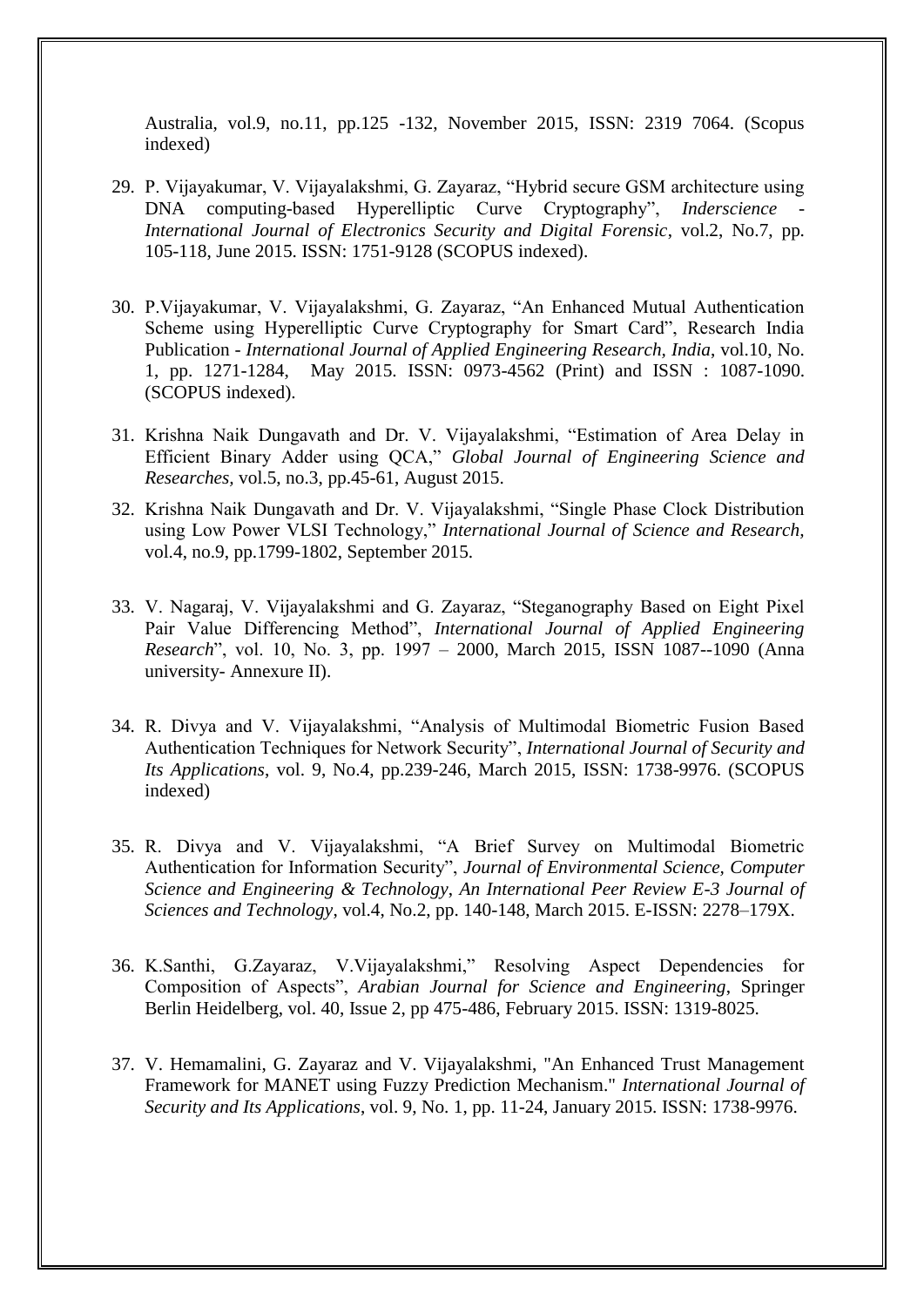Australia, vol.9, no.11, pp.125 -132, November 2015, ISSN: 2319 7064. (Scopus indexed)

29. P. Vijayakumar, V. Vijayalakshmi, G. Zayaraz, "Hybrid secure GSM architecture using DNA computing-based Hyperelliptic Curve Cryptography", *Inderscience - International Journal of Electronics Security and Digital Forensic*, vol.2, No.7, pp. 105-118, June 2015. ISSN: 1751-9128 (SCOPUS indexed).

30. P.Vijayakumar, V. Vijayalakshmi, G. Zayaraz, "An Enhanced Mutual Authentication Scheme using Hyperelliptic Curve Cryptography for Smart Card", Research India Publication - *International Journal of Applied Engineering Research, India*, vol.10, No. 1, pp. 1271-1284, May 2015. ISSN: 0973-4562 (Print) and ISSN : 1087-1090. (SCOPUS indexed).

31. Krishna Naik Dungavath and Dr. V. Vijayalakshmi, "Estimation of Area Delay in Efficient Binary Adder using QCA," *Global Journal of Engineering Science and Researches*, vol.5, no.3, pp.45-61, August 2015.

32. Krishna Naik Dungavath and Dr. V. Vijayalakshmi, "Single Phase Clock Distribution using Low Power VLSI Technology," *International Journal of Science and Research*, vol.4, no.9, pp.1799-1802, September 2015.

33. V. Nagaraj, V. Vijayalakshmi and G. Zayaraz, "Steganography Based on Eight Pixel Pair Value Differencing Method", *International Journal of Applied Engineering Research*", vol. 10, No. 3, pp. 1997 – 2000, March 2015, ISSN 1087--1090 (Anna university- Annexure II).

34. R. Divya and V. Vijayalakshmi, "Analysis of Multimodal Biometric Fusion Based Authentication Techniques for Network Security", *International Journal of Security and Its Applications*, vol. 9, No.4, pp.239-246, March 2015, ISSN: 1738-9976. (SCOPUS indexed)

35. R. Divya and V. Vijayalakshmi, "A Brief Survey on Multimodal Biometric Authentication for Information Security", *Journal of Environmental Science, Computer Science and Engineering & Technology, An International Peer Review E-3 Journal of Sciences and Technology*, vol.4, No.2, pp. 140-148, March 2015. E-ISSN: 2278–179X.

36. K.Santhi, G.Zayaraz, V.Vijayalakshmi," Resolving Aspect Dependencies for Composition of Aspects", *Arabian Journal for Science and Engineering*, Springer Berlin Heidelberg, vol. 40, Issue 2, pp 475-486, February 2015. ISSN: 1319-8025.

37. V. Hemamalini, G. Zayaraz and V. Vijayalakshmi, "An Enhanced Trust Management Framework for MANET using Fuzzy Prediction Mechanism." *International Journal of Security and Its Applications*, vol. 9, No. 1, pp. 11-24, January 2015. ISSN: 1738-9976.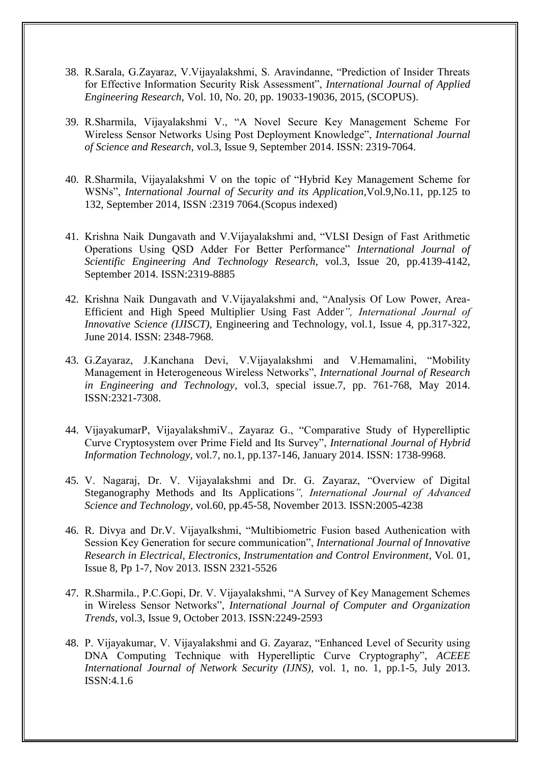38. R.Sarala, G.Zayaraz, V.Vijayalakshmi, S. Aravindanne, "Prediction of Insider Threats for Effective Information Security Risk Assessment", *International Journal of Applied Engineering Research*, Vol. 10, No. 20, pp. 19033-19036, 2015, (SCOPUS).

39. R.Sharmila, Vijayalakshmi V., "A Novel Secure Key Management Scheme For Wireless Sensor Networks Using Post Deployment Knowledge", *International Journal of Science and Research*, vol.3, Issue 9, September 2014. ISSN: 2319-7064.

40. R.Sharmila, Vijayalakshmi V on the topic of "Hybrid Key Management Scheme for WSNs", *International Journal of Security and its Application*,Vol.9,No.11, pp.125 to 132, September 2014, ISSN :2319 7064.(Scopus indexed)

41. Krishna Naik Dungavath and V.Vijayalakshmi and, "VLSI Design of Fast Arithmetic Operations Using QSD Adder For Better Performance" *International Journal of Scientific Engineering And Technology Research*, vol.3, Issue 20, pp.4139-4142, September 2014. ISSN:2319-8885

42. Krishna Naik Dungavath and V.Vijayalakshmi and, "Analysis Of Low Power, Area-Efficient and High Speed Multiplier Using Fast Adder*", International Journal of Innovative Science (IJISCT)*, Engineering and Technology, vol.1, Issue 4, pp.317-322, June 2014. ISSN: 2348-7968.

43. G.Zayaraz, J.Kanchana Devi, V.Vijayalakshmi and V.Hemamalini, "Mobility Management in Heterogeneous Wireless Networks", *International Journal of Research in Engineering and Technology*, vol.3, special issue.7, pp. 761-768, May 2014. ISSN:2321-7308.

44. VijayakumarP, VijayalakshmiV., Zayaraz G., "Comparative Study of Hyperelliptic Curve Cryptosystem over Prime Field and Its Survey", *International Journal of Hybrid Information Technology*, vol.7, no.1, pp.137-146, January 2014. ISSN: 1738-9968.

45. V. Nagaraj, Dr. V. Vijayalakshmi and Dr. G. Zayaraz, "Overview of Digital Steganography Methods and Its Applications*", International Journal of Advanced Science and Technology*, vol.60, pp.45-58, November 2013. ISSN:2005-4238

46. R. Divya and Dr.V. Vijayalkshmi, "Multibiometric Fusion based Authenication with Session Key Generation for secure communication", *International Journal of Innovative Research in Electrical, Electronics, Instrumentation and Control Environment*, Vol. 01, Issue 8, Pp 1-7, Nov 2013. ISSN 2321-5526

47. R.Sharmila., P.C.Gopi, Dr. V. Vijayalakshmi, "A Survey of Key Management Schemes in Wireless Sensor Networks", *International Journal of Computer and Organization Trends*, vol.3, Issue 9, October 2013. ISSN:2249-2593

48. P. Vijayakumar, V. Vijayalakshmi and G. Zayaraz, "Enhanced Level of Security using DNA Computing Technique with Hyperelliptic Curve Cryptography", *ACEEE International Journal of Network Security (IJNS)*, vol. 1, no. 1, pp.1-5, July 2013. ISSN:4.1.6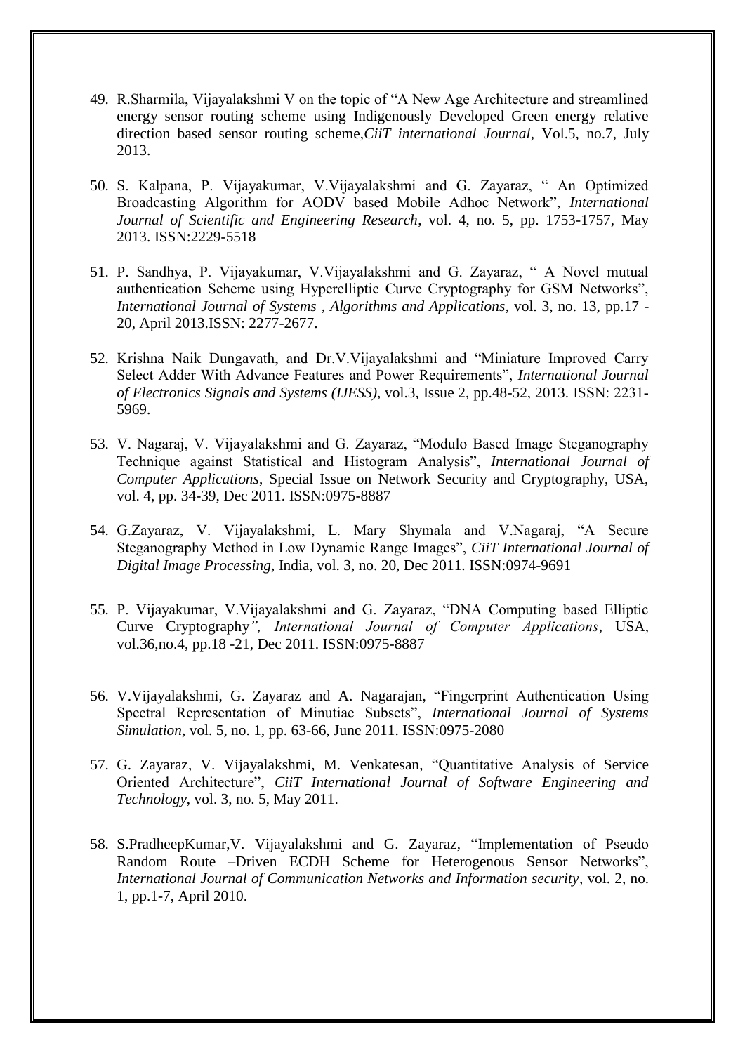49. R.Sharmila, Vijayalakshmi V on the topic of "A New Age Architecture and streamlined energy sensor routing scheme using Indigenously Developed Green energy relative direction based sensor routing scheme,*CiiT international Journal*, Vol.5, no.7, July 2013.

50. S. Kalpana, P. Vijayakumar, V.Vijayalakshmi and G. Zayaraz, " An Optimized Broadcasting Algorithm for AODV based Mobile Adhoc Network", *International Journal of Scientific and Engineering Research*, vol. 4, no. 5, pp. 1753-1757, May 2013. ISSN:2229-5518

51. P. Sandhya, P. Vijayakumar, V.Vijayalakshmi and G. Zayaraz, " A Novel mutual authentication Scheme using Hyperelliptic Curve Cryptography for GSM Networks", *International Journal of Systems , Algorithms and Applications*, vol. 3, no. 13, pp.17 - 20, April 2013.ISSN: 2277-2677.

52. Krishna Naik Dungavath, and Dr.V.Vijayalakshmi and "Miniature Improved Carry Select Adder With Advance Features and Power Requirements", *International Journal of Electronics Signals and Systems (IJESS)*, vol.3, Issue 2, pp.48-52, 2013. ISSN: 2231-5969.

53. V. Nagaraj, V. Vijayalakshmi and G. Zayaraz, "Modulo Based Image Steganography Technique against Statistical and Histogram Analysis", *International Journal of Computer Applications*, Special Issue on Network Security and Cryptography, USA, vol. 4, pp. 34-39, Dec 2011. ISSN:0975-8887

54. G.Zayaraz, V. Vijayalakshmi, L. Mary Shymala and V.Nagaraj, "A Secure Steganography Method in Low Dynamic Range Images", *CiiT International Journal of Digital Image Processing*, India, vol. 3, no. 20, Dec 2011. ISSN:0974-9691

55. P. Vijayakumar, V.Vijayalakshmi and G. Zayaraz, "DNA Computing based Elliptic Curve Cryptography*", International Journal of Computer Applications*, USA, vol.36,no.4, pp.18 -21, Dec 2011. ISSN:0975-8887

56. V.Vijayalakshmi, G. Zayaraz and A. Nagarajan, "Fingerprint Authentication Using Spectral Representation of Minutiae Subsets", *International Journal of Systems Simulation*, vol. 5, no. 1, pp. 63-66, June 2011. ISSN:0975-2080

57. G. Zayaraz, V. Vijayalakshmi, M. Venkatesan, "Quantitative Analysis of Service Oriented Architecture", *CiiT International Journal of Software Engineering and Technology*, vol. 3, no. 5, May 2011.

58. S.PradheepKumar,V. Vijayalakshmi and G. Zayaraz, "Implementation of Pseudo Random Route –Driven ECDH Scheme for Heterogenous Sensor Networks", *International Journal of Communication Networks and Information security*, vol. 2, no. 1, pp.1-7, April 2010.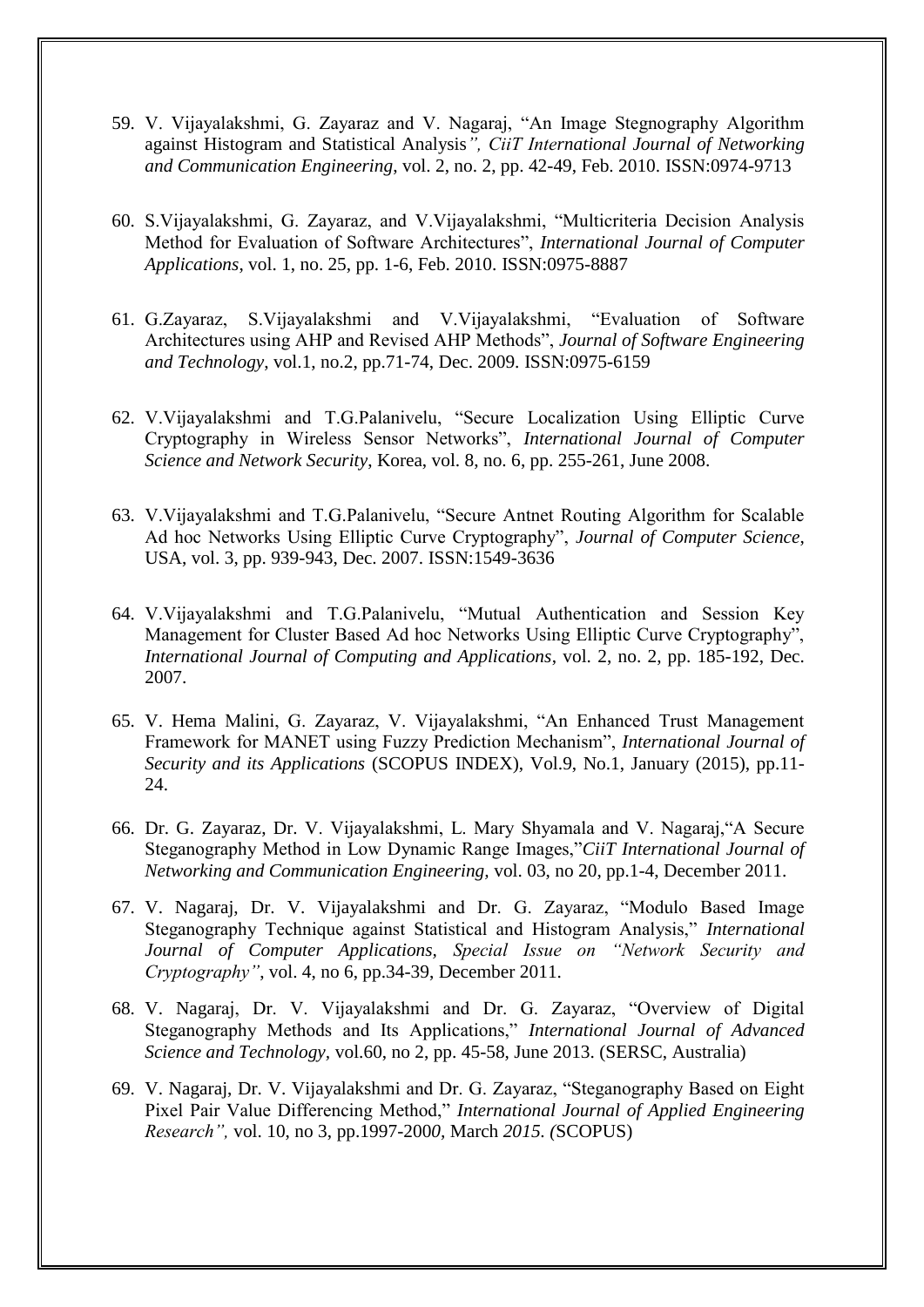59. V. Vijayalakshmi, G. Zayaraz and V. Nagaraj, "An Image Stegnography Algorithm against Histogram and Statistical Analysis*", CiiT International Journal of Networking and Communication Engineering*, vol. 2, no. 2, pp. 42-49, Feb. 2010. ISSN:0974-9713

60. S.Vijayalakshmi, G. Zayaraz, and V.Vijayalakshmi, "Multicriteria Decision Analysis Method for Evaluation of Software Architectures", *International Journal of Computer Applications*, vol. 1, no. 25, pp. 1-6, Feb. 2010. ISSN:0975-8887

61. G.Zayaraz, S.Vijayalakshmi and V.Vijayalakshmi, "Evaluation of Software Architectures using AHP and Revised AHP Methods", *Journal of Software Engineering and Technology*, vol.1, no.2, pp.71-74, Dec. 2009. ISSN:0975-6159

62. V.Vijayalakshmi and T.G.Palanivelu, "Secure Localization Using Elliptic Curve Cryptography in Wireless Sensor Networks", *International Journal of Computer Science and Network Security*, Korea, vol. 8, no. 6, pp. 255-261, June 2008.

63. V.Vijayalakshmi and T.G.Palanivelu, "Secure Antnet Routing Algorithm for Scalable Ad hoc Networks Using Elliptic Curve Cryptography", *Journal of Computer Science*, USA, vol. 3, pp. 939-943, Dec. 2007. ISSN:1549-3636

64. V.Vijayalakshmi and T.G.Palanivelu, "Mutual Authentication and Session Key Management for Cluster Based Ad hoc Networks Using Elliptic Curve Cryptography", *International Journal of Computing and Applications*, vol. 2, no. 2, pp. 185-192, Dec. 2007.

65. V. Hema Malini, G. Zayaraz, V. Vijayalakshmi, "An Enhanced Trust Management Framework for MANET using Fuzzy Prediction Mechanism", *International Journal of Security and its Applications* (SCOPUS INDEX), Vol.9, No.1, January (2015), pp.11-24.

66. Dr. G. Zayaraz, Dr. V. Vijayalakshmi, L. Mary Shyamala and V. Nagaraj,"A Secure Steganography Method in Low Dynamic Range Images,"*CiiT International Journal of Networking and Communication Engineering,* vol. 03, no 20, pp.1-4, December 2011.

67. V. Nagaraj, Dr. V. Vijayalakshmi and Dr. G. Zayaraz, "Modulo Based Image Steganography Technique against Statistical and Histogram Analysis," *International Journal of Computer Applications, Special Issue on "Network Security and Cryptography"*, vol. 4, no 6, pp.34-39, December 2011.

68. V. Nagaraj, Dr. V. Vijayalakshmi and Dr. G. Zayaraz, "Overview of Digital Steganography Methods and Its Applications," *International Journal of Advanced Science and Technology,* vol.60, no 2, pp. 45-58, June 2013. (SERSC, Australia)

69. V. Nagaraj, Dr. V. Vijayalakshmi and Dr. G. Zayaraz, "Steganography Based on Eight Pixel Pair Value Differencing Method," *International Journal of Applied Engineering Research",* vol. 10, no 3, pp.1997-2000, March *2015. (*SCOPUS)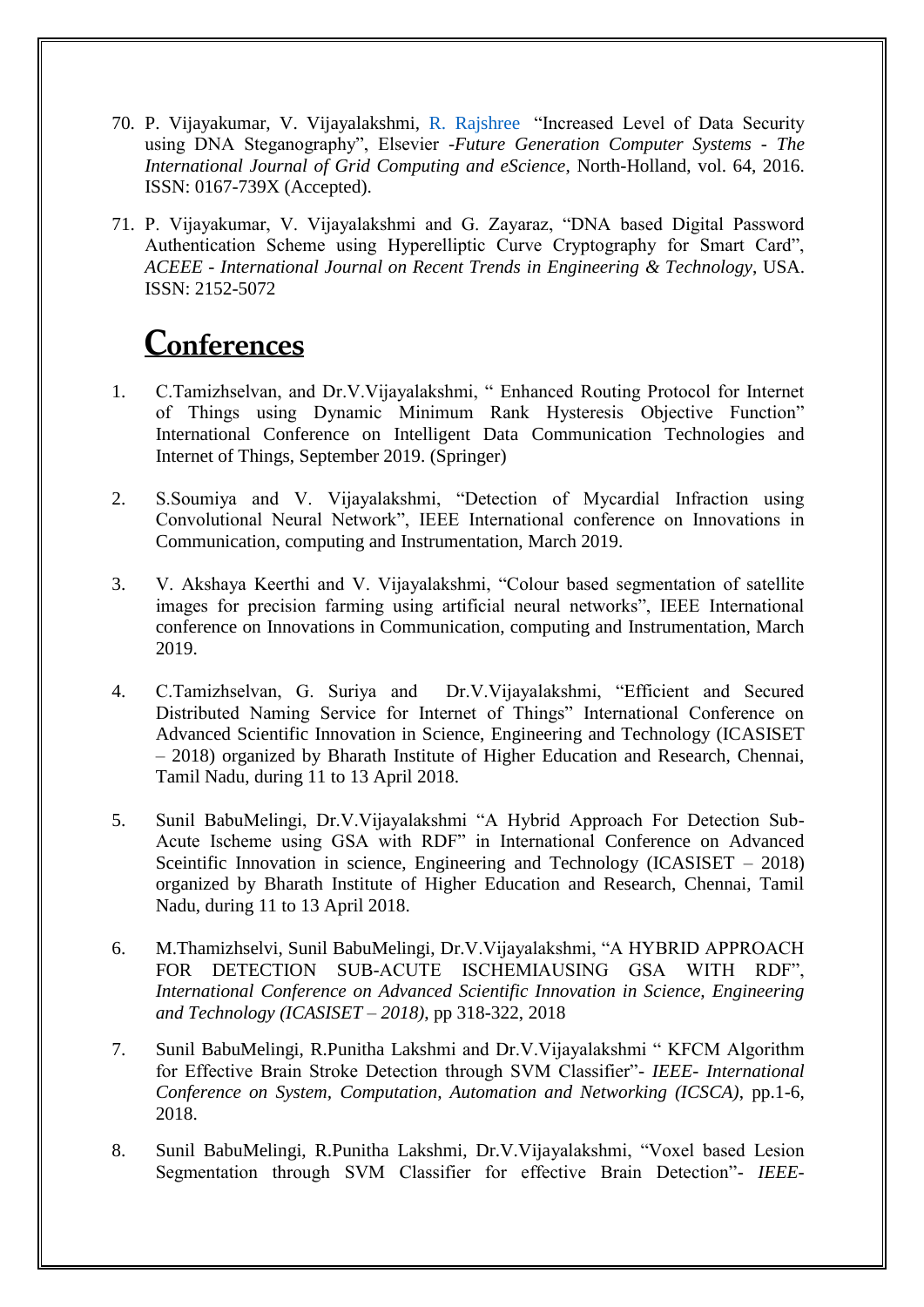70. P. Vijayakumar, V. Vijayalakshmi, R. Rajshree "Increased Level of Data Security using DNA Steganography", Elsevier -*Future Generation Computer Systems - The International Journal of Grid Computing and eScience*, North-Holland, vol. 64, 2016. ISSN: 0167-739X (Accepted).

71. P. Vijayakumar, V. Vijayalakshmi and G. Zayaraz, "DNA based Digital Password Authentication Scheme using Hyperelliptic Curve Cryptography for Smart Card", *ACEEE - International Journal on Recent Trends in Engineering & Technology*, USA. ISSN: 2152-5072

# Conferences

1. C.Tamizhselvan, and Dr.V.Vijayalakshmi, " Enhanced Routing Protocol for Internet of Things using Dynamic Minimum Rank Hysteresis Objective Function" International Conference on Intelligent Data Communication Technologies and Internet of Things, September 2019. (Springer)

2. S.Soumiya and V. Vijayalakshmi, "Detection of Mycardial Infraction using Convolutional Neural Network", IEEE International conference on Innovations in Communication, computing and Instrumentation, March 2019.

3. V. Akshaya Keerthi and V. Vijayalakshmi, "Colour based segmentation of satellite images for precision farming using artificial neural networks", IEEE International conference on Innovations in Communication, computing and Instrumentation, March 2019.

4. C.Tamizhselvan, G. Suriya and Dr.V.Vijayalakshmi, "Efficient and Secured Distributed Naming Service for Internet of Things" International Conference on Advanced Scientific Innovation in Science, Engineering and Technology (ICASISET – 2018) organized by Bharath Institute of Higher Education and Research, Chennai, Tamil Nadu, during 11 to 13 April 2018.

5. Sunil BabuMelingi, Dr.V.Vijayalakshmi "A Hybrid Approach For Detection Sub-Acute Ischeme using GSA with RDF" in International Conference on Advanced Sceintific Innovation in science, Engineering and Technology (ICASISET – 2018) organized by Bharath Institute of Higher Education and Research, Chennai, Tamil Nadu, during 11 to 13 April 2018.

6. M.Thamizhselvi, Sunil BabuMelingi, Dr.V.Vijayalakshmi, "A HYBRID APPROACH FOR DETECTION SUB-ACUTE ISCHEMIAUSING GSA WITH RDF", *International Conference on Advanced Scientific Innovation in Science, Engineering and Technology (ICASISET – 2018)*, pp 318-322, 2018

7. Sunil BabuMelingi, R.Punitha Lakshmi and Dr.V.Vijayalakshmi " KFCM Algorithm for Effective Brain Stroke Detection through SVM Classifier"- *IEEE- International Conference on System, Computation, Automation and Networking (ICSCA)*, pp.1-6, 2018.

8. Sunil BabuMelingi, R.Punitha Lakshmi, Dr.V.Vijayalakshmi, "Voxel based Lesion Segmentation through SVM Classifier for effective Brain Detection"- *IEEE-*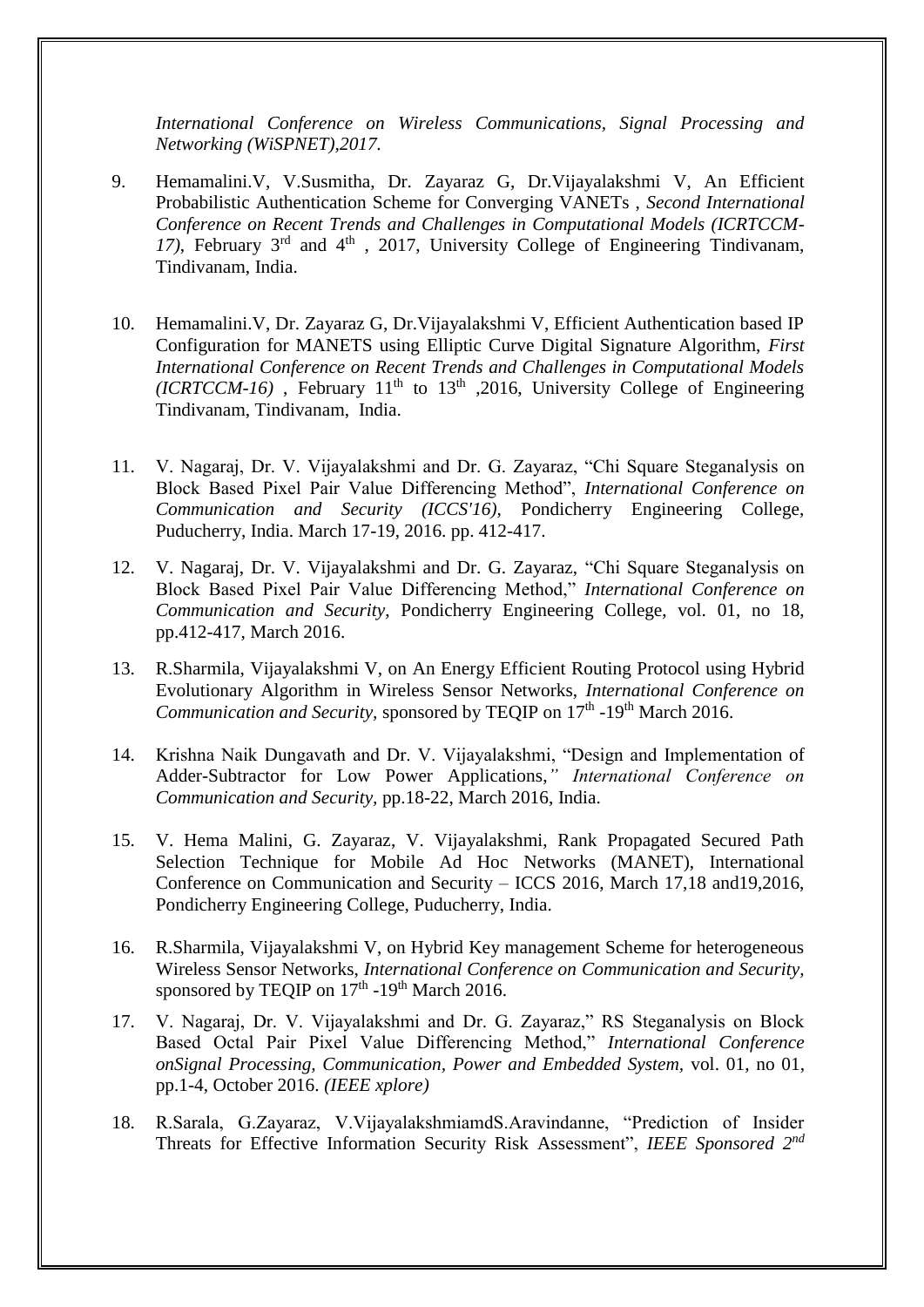*International Conference on Wireless Communications, Signal Processing and Networking (WiSPNET),2017.*

9. Hemamalini.V, V.Susmitha, Dr. Zayaraz G, Dr.Vijayalakshmi V, An Efficient Probabilistic Authentication Scheme for Converging VANETs , *Second International Conference on Recent Trends and Challenges in Computational Models (ICRTCCM-17)*, February 3rd and 4th , 2017, University College of Engineering Tindivanam, Tindivanam, India.

10. Hemamalini.V, Dr. Zayaraz G, Dr.Vijayalakshmi V, Efficient Authentication based IP Configuration for MANETS using Elliptic Curve Digital Signature Algorithm, *First International Conference on Recent Trends and Challenges in Computational Models (ICRTCCM-16)* , February 11th to 13th ,2016, University College of Engineering Tindivanam, Tindivanam, India.

11. V. Nagaraj, Dr. V. Vijayalakshmi and Dr. G. Zayaraz, "Chi Square Steganalysis on Block Based Pixel Pair Value Differencing Method", *International Conference on Communication and Security (ICCS'16)*, Pondicherry Engineering College, Puducherry, India. March 17-19, 2016. pp. 412-417.

12. V. Nagaraj, Dr. V. Vijayalakshmi and Dr. G. Zayaraz, "Chi Square Steganalysis on Block Based Pixel Pair Value Differencing Method," *International Conference on Communication and Security*, Pondicherry Engineering College, vol. 01, no 18, pp.412-417, March 2016.

13. R.Sharmila, Vijayalakshmi V, on An Energy Efficient Routing Protocol using Hybrid Evolutionary Algorithm in Wireless Sensor Networks, *International Conference on Communication and Security,* sponsored by TEQIP on 17th -19th March 2016.

14. Krishna Naik Dungavath and Dr. V. Vijayalakshmi, "Design and Implementation of Adder-Subtractor for Low Power Applications,*" International Conference on Communication and Security,* pp.18-22, March 2016, India.

15. V. Hema Malini, G. Zayaraz, V. Vijayalakshmi, Rank Propagated Secured Path Selection Technique for Mobile Ad Hoc Networks (MANET), International Conference on Communication and Security – ICCS 2016, March 17,18 and19,2016, Pondicherry Engineering College, Puducherry, India.

16. R.Sharmila, Vijayalakshmi V, on Hybrid Key management Scheme for heterogeneous Wireless Sensor Networks, *International Conference on Communication and Security,* sponsored by TEQIP on 17th -19th March 2016.

17. V. Nagaraj, Dr. V. Vijayalakshmi and Dr. G. Zayaraz," RS Steganalysis on Block Based Octal Pair Pixel Value Differencing Method," *International Conference onSignal Processing, Communication, Power and Embedded System*, vol. 01, no 01, pp.1-4, October 2016. *(IEEE xplore)*

18. R.Sarala, G.Zayaraz, V.VijayalakshmiamdS.Aravindanne, "Prediction of Insider Threats for Effective Information Security Risk Assessment", *IEEE Sponsored 2nd*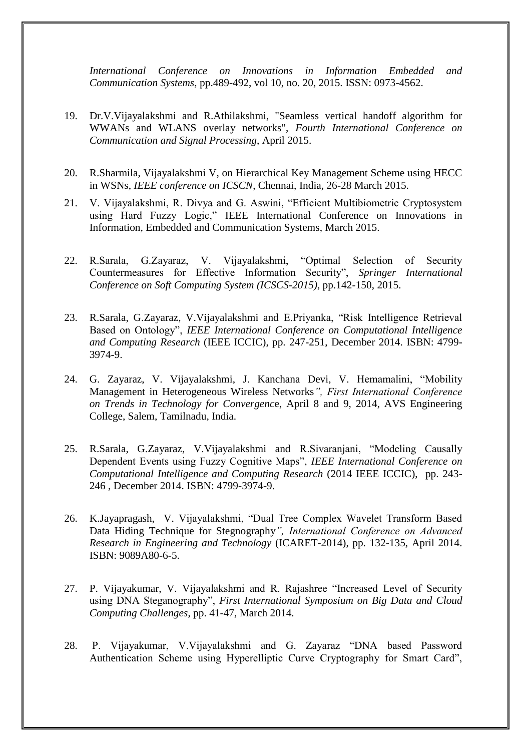*International Conference on Innovations in Information Embedded and Communication Systems*, pp.489-492, vol 10, no. 20, 2015. ISSN: 0973-4562.

19. Dr.V.Vijayalakshmi and R.Athilakshmi, "Seamless vertical handoff algorithm for WWANs and WLANS overlay networks", *Fourth International Conference on Communication and Signal Processing*, April 2015.

20. R.Sharmila, Vijayalakshmi V, on Hierarchical Key Management Scheme using HECC in WSNs, *IEEE conference on ICSCN*, Chennai, India, 26-28 March 2015.

21. V. Vijayalakshmi, R. Divya and G. Aswini, "Efficient Multibiometric Cryptosystem using Hard Fuzzy Logic," IEEE International Conference on Innovations in Information, Embedded and Communication Systems, March 2015.

22. R.Sarala, G.Zayaraz, V. Vijayalakshmi, "Optimal Selection of Security Countermeasures for Effective Information Security", *Springer International Conference on Soft Computing System (ICSCS-2015)*, pp.142-150, 2015.

23. R.Sarala, G.Zayaraz, V.Vijayalakshmi and E.Priyanka, "Risk Intelligence Retrieval Based on Ontology", *IEEE International Conference on Computational Intelligence and Computing Research* (IEEE ICCIC), pp. 247-251, December 2014. ISBN: 4799-3974-9.

24. G. Zayaraz, V. Vijayalakshmi, J. Kanchana Devi, V. Hemamalini, "Mobility Management in Heterogeneous Wireless Networks*", First International Conference on Trends in Technology for Convergenc*e, April 8 and 9, 2014, AVS Engineering College, Salem, Tamilnadu, India.

25. R.Sarala, G.Zayaraz, V.Vijayalakshmi and R.Sivaranjani, "Modeling Causally Dependent Events using Fuzzy Cognitive Maps", *IEEE International Conference on Computational Intelligence and Computing Research* (2014 IEEE ICCIC), pp. 243-246 , December 2014. ISBN: 4799-3974-9.

26. K.Jayapragash, V. Vijayalakshmi, "Dual Tree Complex Wavelet Transform Based Data Hiding Technique for Stegnography*", International Conference on Advanced Research in Engineering and Technology* (ICARET-2014), pp. 132-135, April 2014. ISBN: 9089A80-6-5.

27. P. Vijayakumar, V. Vijayalakshmi and R. Rajashree "Increased Level of Security using DNA Steganography", *First International Symposium on Big Data and Cloud Computing Challenges*, pp. 41-47, March 2014.

28. P. Vijayakumar, V.Vijayalakshmi and G. Zayaraz "DNA based Password Authentication Scheme using Hyperelliptic Curve Cryptography for Smart Card",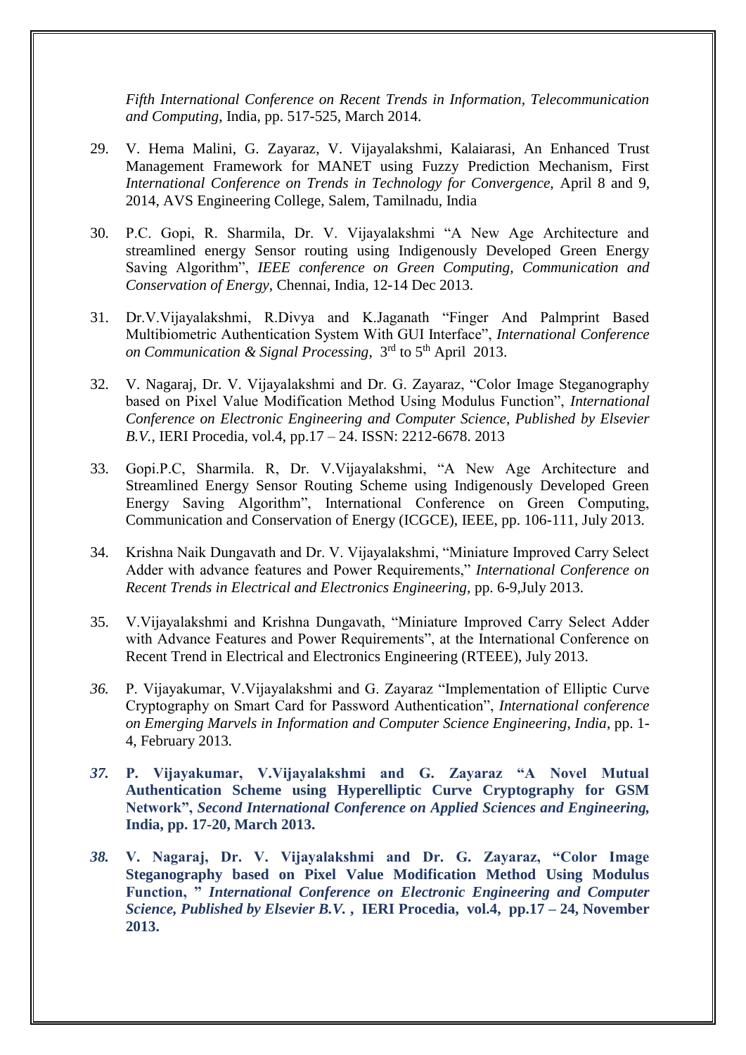*Fifth International Conference on Recent Trends in Information, Telecommunication and Computing*, India, pp. 517-525, March 2014.

29. V. Hema Malini, G. Zayaraz, V. Vijayalakshmi, Kalaiarasi, An Enhanced Trust Management Framework for MANET using Fuzzy Prediction Mechanism, First *International Conference on Trends in Technology for Convergence*, April 8 and 9, 2014, AVS Engineering College, Salem, Tamilnadu, India

30. P.C. Gopi, R. Sharmila, Dr. V. Vijayalakshmi "A New Age Architecture and streamlined energy Sensor routing using Indigenously Developed Green Energy Saving Algorithm", *IEEE conference on Green Computing, Communication and Conservation of Energy*, Chennai, India, 12-14 Dec 2013.

31. Dr.V.Vijayalakshmi, R.Divya and K.Jaganath "Finger And Palmprint Based Multibiometric Authentication System With GUI Interface", *International Conference on Communication & Signal Processing*, 3rd to 5th April 2013.

32. V. Nagaraj, Dr. V. Vijayalakshmi and Dr. G. Zayaraz, "Color Image Steganography based on Pixel Value Modification Method Using Modulus Function", *International Conference on Electronic Engineering and Computer Science, Published by Elsevier B.V.*, IERI Procedia, vol.4, pp.17 – 24. ISSN: 2212-6678. 2013

33. Gopi.P.C, Sharmila. R, Dr. V.Vijayalakshmi, "A New Age Architecture and Streamlined Energy Sensor Routing Scheme using Indigenously Developed Green Energy Saving Algorithm", International Conference on Green Computing, Communication and Conservation of Energy (ICGCE), IEEE, pp. 106-111, July 2013.

34. Krishna Naik Dungavath and Dr. V. Vijayalakshmi, "Miniature Improved Carry Select Adder with advance features and Power Requirements," *International Conference on Recent Trends in Electrical and Electronics Engineering*, pp. 6-9,July 2013.

35. V.Vijayalakshmi and Krishna Dungavath, "Miniature Improved Carry Select Adder with Advance Features and Power Requirements", at the International Conference on Recent Trend in Electrical and Electronics Engineering (RTEEE), July 2013.

36. P. Vijayakumar, V.Vijayalakshmi and G. Zayaraz "Implementation of Elliptic Curve Cryptography on Smart Card for Password Authentication", *International conference on Emerging Marvels in Information and Computer Science Engineering, India*, pp. 1-4, February 2013.

37. **P. Vijayakumar, V.Vijayalakshmi and G. Zayaraz "A Novel Mutual Authentication Scheme using Hyperelliptic Curve Cryptography for GSM Network",** ***Second International Conference on Applied Sciences and Engineering,*** **India, pp. 17-20, March 2013.**

38. **V. Nagaraj, Dr. V. Vijayalakshmi and Dr. G. Zayaraz, "Color Image Steganography based on Pixel Value Modification Method Using Modulus Function, "** ***International Conference on Electronic Engineering and Computer Science, Published by Elsevier B.V.*** **, IERI Procedia, vol.4, pp.17 – 24, November 2013.**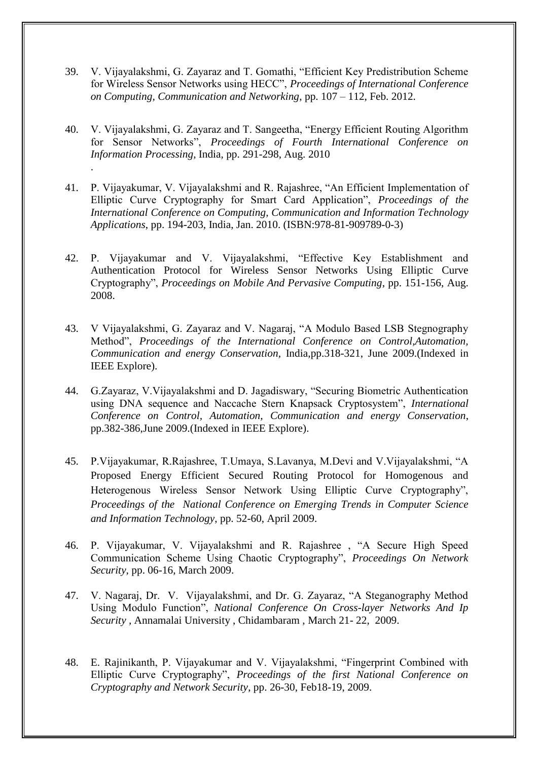39. V. Vijayalakshmi, G. Zayaraz and T. Gomathi, "Efficient Key Predistribution Scheme for Wireless Sensor Networks using HECC", *Proceedings of International Conference on Computing, Communication and Networking*, pp. 107 – 112, Feb. 2012.

40. V. Vijayalakshmi, G. Zayaraz and T. Sangeetha, "Energy Efficient Routing Algorithm for Sensor Networks", *Proceedings of Fourth International Conference on Information Processing*, India, pp. 291-298, Aug. 2010
.

41. P. Vijayakumar, V. Vijayalakshmi and R. Rajashree, "An Efficient Implementation of Elliptic Curve Cryptography for Smart Card Application", *Proceedings of the International Conference on Computing, Communication and Information Technology Applications*, pp. 194-203, India, Jan. 2010. (ISBN:978-81-909789-0-3)

42. P. Vijayakumar and V. Vijayalakshmi, "Effective Key Establishment and Authentication Protocol for Wireless Sensor Networks Using Elliptic Curve Cryptography", *Proceedings on Mobile And Pervasive Computing*, pp. 151-156, Aug. 2008.

43. V Vijayalakshmi, G. Zayaraz and V. Nagaraj, "A Modulo Based LSB Stegnography Method", *Proceedings of the International Conference on Control,Automation, Communication and energy Conservation*, India,pp.318-321, June 2009.(Indexed in IEEE Explore).

44. G.Zayaraz, V.Vijayalakshmi and D. Jagadiswary, "Securing Biometric Authentication using DNA sequence and Naccache Stern Knapsack Cryptosystem", *International Conference on Control, Automation, Communication and energy Conservation*, pp.382-386,June 2009.(Indexed in IEEE Explore).

45. P.Vijayakumar, R.Rajashree, T.Umaya, S.Lavanya, M.Devi and V.Vijayalakshmi, "A Proposed Energy Efficient Secured Routing Protocol for Homogenous and Heterogenous Wireless Sensor Network Using Elliptic Curve Cryptography", *Proceedings of the National Conference on Emerging Trends in Computer Science and Information Technology*, pp. 52-60, April 2009.

46. P. Vijayakumar, V. Vijayalakshmi and R. Rajashree , "A Secure High Speed Communication Scheme Using Chaotic Cryptography", *Proceedings On Network Security*, pp. 06-16, March 2009.

47. V. Nagaraj, Dr. V. Vijayalakshmi, and Dr. G. Zayaraz, "A Steganography Method Using Modulo Function", *National Conference On Cross-layer Networks And Ip Security* , Annamalai University , Chidambaram , March 21- 22, 2009.

48. E. Rajinikanth, P. Vijayakumar and V. Vijayalakshmi, "Fingerprint Combined with Elliptic Curve Cryptography", *Proceedings of the first National Conference on Cryptography and Network Security*, pp. 26-30, Feb18-19, 2009.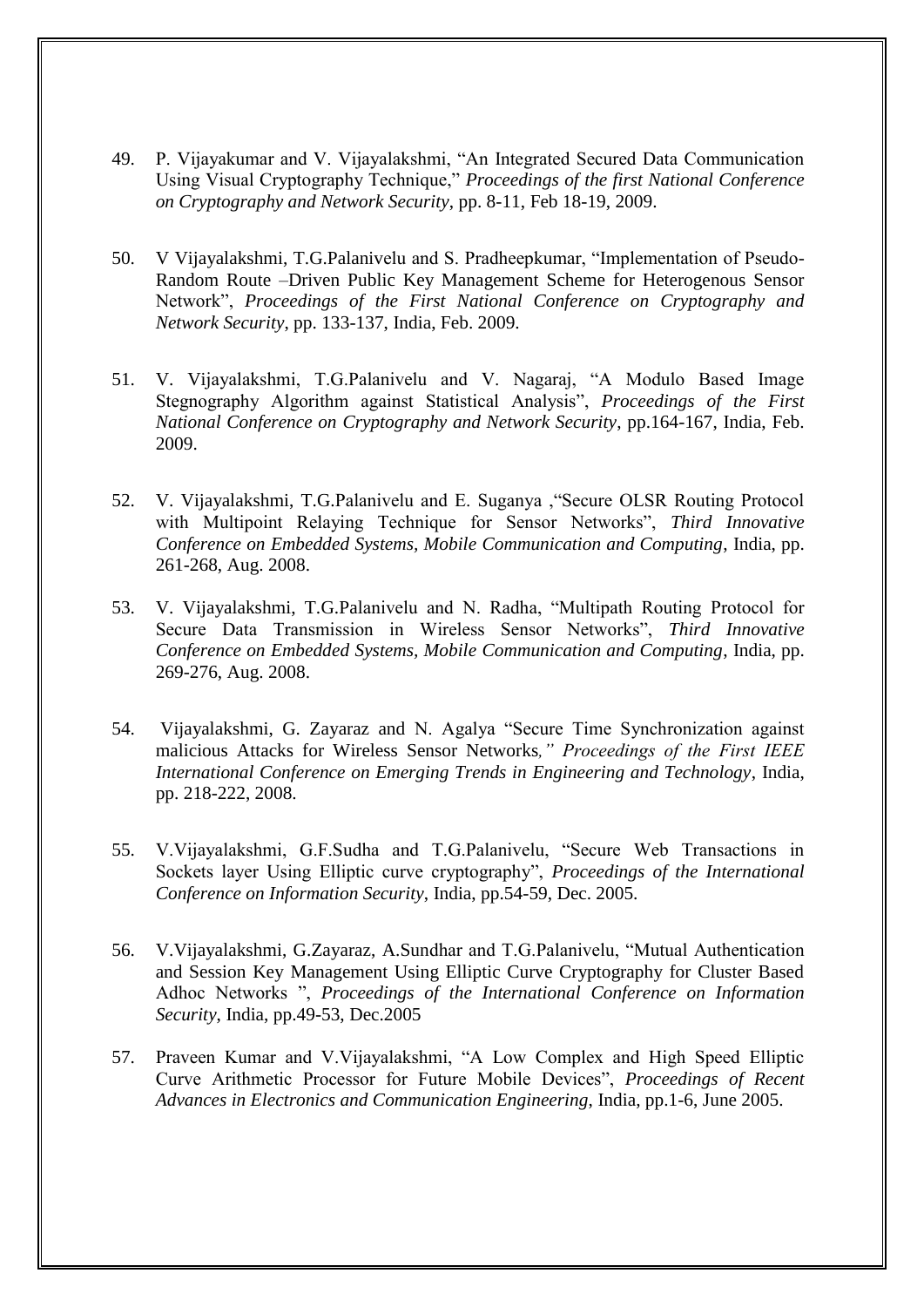49. P. Vijayakumar and V. Vijayalakshmi, "An Integrated Secured Data Communication Using Visual Cryptography Technique," *Proceedings of the first National Conference on Cryptography and Network Security*, pp. 8-11, Feb 18-19, 2009.

50. V Vijayalakshmi, T.G.Palanivelu and S. Pradheepkumar, "Implementation of Pseudo-Random Route –Driven Public Key Management Scheme for Heterogenous Sensor Network", *Proceedings of the First National Conference on Cryptography and Network Security*, pp. 133-137, India, Feb. 2009.

51. V. Vijayalakshmi, T.G.Palanivelu and V. Nagaraj, "A Modulo Based Image Stegnography Algorithm against Statistical Analysis", *Proceedings of the First National Conference on Cryptography and Network Security*, pp.164-167, India, Feb. 2009.

52. V. Vijayalakshmi, T.G.Palanivelu and E. Suganya ,"Secure OLSR Routing Protocol with Multipoint Relaying Technique for Sensor Networks", *Third Innovative Conference on Embedded Systems, Mobile Communication and Computing*, India, pp. 261-268, Aug. 2008.

53. V. Vijayalakshmi, T.G.Palanivelu and N. Radha, "Multipath Routing Protocol for Secure Data Transmission in Wireless Sensor Networks", *Third Innovative Conference on Embedded Systems, Mobile Communication and Computing*, India, pp. 269-276, Aug. 2008.

54. Vijayalakshmi, G. Zayaraz and N. Agalya "Secure Time Synchronization against malicious Attacks for Wireless Sensor Networks*," Proceedings of the First IEEE International Conference on Emerging Trends in Engineering and Technology*, India, pp. 218-222, 2008.

55. V.Vijayalakshmi, G.F.Sudha and T.G.Palanivelu, "Secure Web Transactions in Sockets layer Using Elliptic curve cryptography", *Proceedings of the International Conference on Information Security*, India, pp.54-59, Dec. 2005.

56. V.Vijayalakshmi, G.Zayaraz, A.Sundhar and T.G.Palanivelu, "Mutual Authentication and Session Key Management Using Elliptic Curve Cryptography for Cluster Based Adhoc Networks ", *Proceedings of the International Conference on Information Security*, India, pp.49-53, Dec.2005

57. Praveen Kumar and V.Vijayalakshmi, "A Low Complex and High Speed Elliptic Curve Arithmetic Processor for Future Mobile Devices", *Proceedings of Recent Advances in Electronics and Communication Engineering*, India, pp.1-6, June 2005.